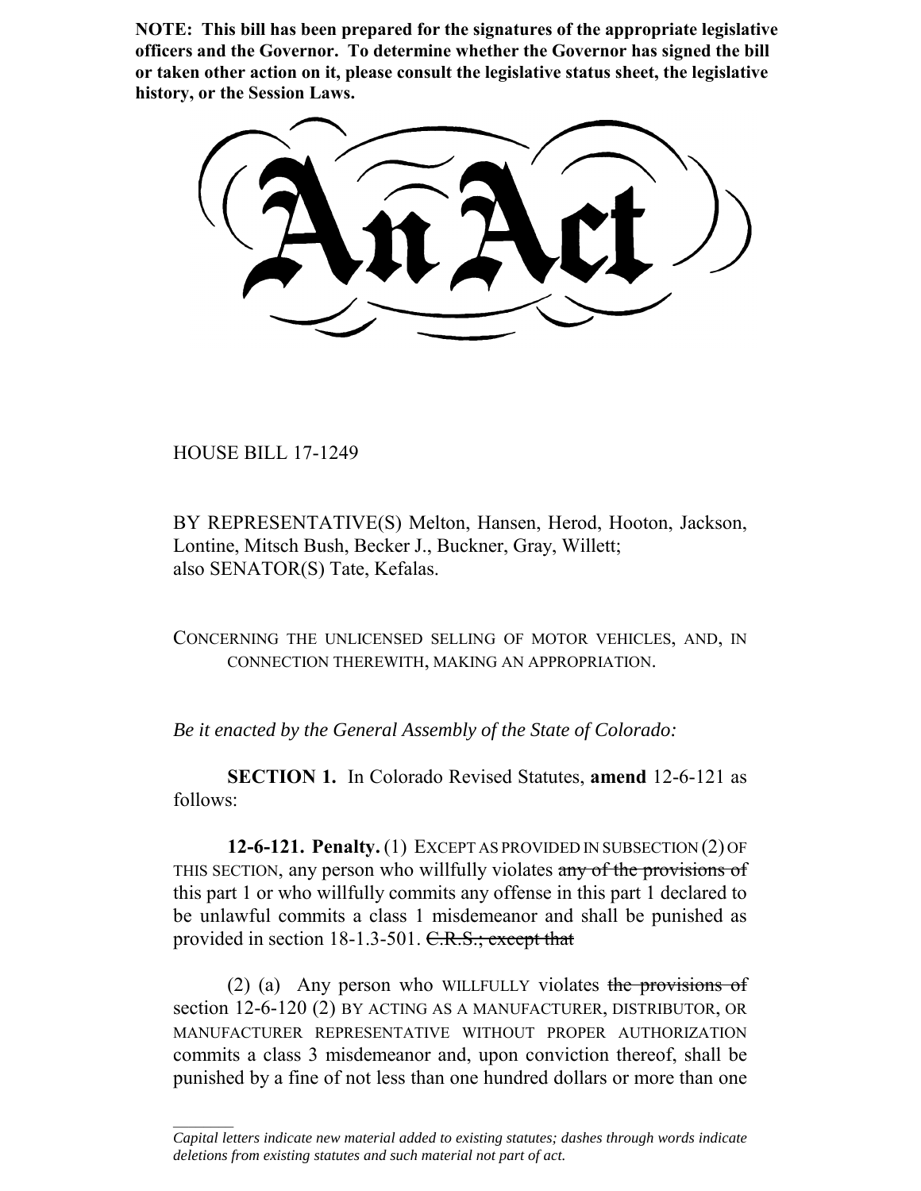**NOTE: This bill has been prepared for the signatures of the appropriate legislative officers and the Governor. To determine whether the Governor has signed the bill or taken other action on it, please consult the legislative status sheet, the legislative history, or the Session Laws.**

# An Act

HOUSE BILL 17-1249

BY REPRESENTATIVE(S) Melton, Hansen, Herod, Hooton, Jackson, Lontine, Mitsch Bush, Becker J., Buckner, Gray, Willett; also SENATOR(S) Tate, Kefalas.

CONCERNING THE UNLICENSED SELLING OF MOTOR VEHICLES, AND, IN CONNECTION THEREWITH, MAKING AN APPROPRIATION.

*Be it enacted by the General Assembly of the State of Colorado:*

**SECTION 1.** In Colorado Revised Statutes, **amend** 12-6-121 as follows:

**12-6-121. Penalty.** (1) EXCEPT AS PROVIDED IN SUBSECTION (2) OF THIS SECTION, any person who willfully violates ~~any of the provisions of~~ this part 1 or who willfully commits any offense in this part 1 declared to be unlawful commits a class 1 misdemeanor and shall be punished as provided in section 18-1.3-501. ~~C.R.S.; except that~~

(2) (a) Any person who WILLFULLY violates ~~the provisions of~~ section 12-6-120 (2) BY ACTING AS A MANUFACTURER, DISTRIBUTOR, OR MANUFACTURER REPRESENTATIVE WITHOUT PROPER AUTHORIZATION commits a class 3 misdemeanor and, upon conviction thereof, shall be punished by a fine of not less than one hundred dollars or more than one

*Capital letters indicate new material added to existing statutes; dashes through words indicate deletions from existing statutes and such material not part of act.*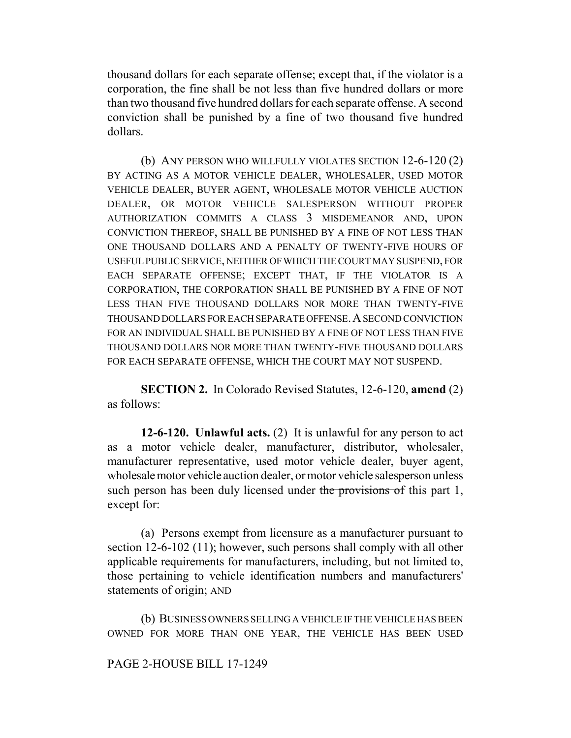thousand dollars for each separate offense; except that, if the violator is a corporation, the fine shall be not less than five hundred dollars or more than two thousand five hundred dollars for each separate offense. A second conviction shall be punished by a fine of two thousand five hundred dollars.

(b) ANY PERSON WHO WILLFULLY VIOLATES SECTION 12-6-120 (2) BY ACTING AS A MOTOR VEHICLE DEALER, WHOLESALER, USED MOTOR VEHICLE DEALER, BUYER AGENT, WHOLESALE MOTOR VEHICLE AUCTION DEALER, OR MOTOR VEHICLE SALESPERSON WITHOUT PROPER AUTHORIZATION COMMITS A CLASS 3 MISDEMEANOR AND, UPON CONVICTION THEREOF, SHALL BE PUNISHED BY A FINE OF NOT LESS THAN ONE THOUSAND DOLLARS AND A PENALTY OF TWENTY-FIVE HOURS OF USEFUL PUBLIC SERVICE, NEITHER OF WHICH THE COURT MAY SUSPEND, FOR EACH SEPARATE OFFENSE; EXCEPT THAT, IF THE VIOLATOR IS A CORPORATION, THE CORPORATION SHALL BE PUNISHED BY A FINE OF NOT LESS THAN FIVE THOUSAND DOLLARS NOR MORE THAN TWENTY-FIVE THOUSAND DOLLARS FOR EACH SEPARATE OFFENSE. A SECOND CONVICTION FOR AN INDIVIDUAL SHALL BE PUNISHED BY A FINE OF NOT LESS THAN FIVE THOUSAND DOLLARS NOR MORE THAN TWENTY-FIVE THOUSAND DOLLARS FOR EACH SEPARATE OFFENSE, WHICH THE COURT MAY NOT SUSPEND.

**SECTION 2.** In Colorado Revised Statutes, 12-6-120, **amend** (2) as follows:

**12-6-120. Unlawful acts.** (2) It is unlawful for any person to act as a motor vehicle dealer, manufacturer, distributor, wholesaler, manufacturer representative, used motor vehicle dealer, buyer agent, wholesale motor vehicle auction dealer, or motor vehicle salesperson unless such person has been duly licensed under ~~the provisions of~~ this part 1, except for:

(a) Persons exempt from licensure as a manufacturer pursuant to section 12-6-102 (11); however, such persons shall comply with all other applicable requirements for manufacturers, including, but not limited to, those pertaining to vehicle identification numbers and manufacturers' statements of origin; AND

(b) BUSINESS OWNERS SELLING A VEHICLE IF THE VEHICLE HAS BEEN OWNED FOR MORE THAN ONE YEAR, THE VEHICLE HAS BEEN USED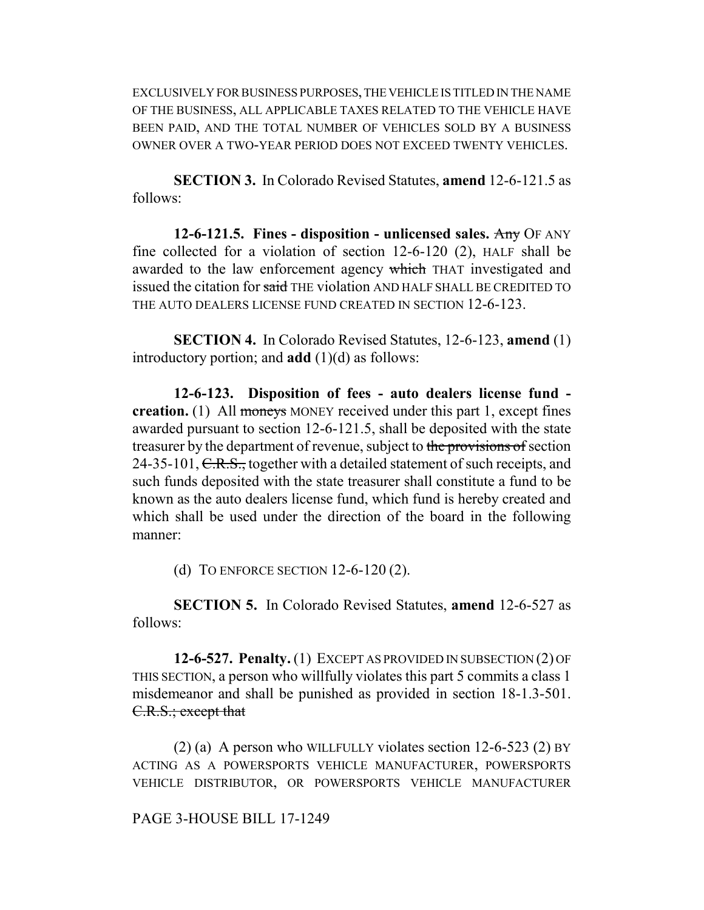EXCLUSIVELY FOR BUSINESS PURPOSES, THE VEHICLE IS TITLED IN THE NAME OF THE BUSINESS, ALL APPLICABLE TAXES RELATED TO THE VEHICLE HAVE BEEN PAID, AND THE TOTAL NUMBER OF VEHICLES SOLD BY A BUSINESS OWNER OVER A TWO-YEAR PERIOD DOES NOT EXCEED TWENTY VEHICLES.

**SECTION 3.** In Colorado Revised Statutes, **amend** 12-6-121.5 as follows:

**12-6-121.5. Fines - disposition - unlicensed sales.** ~~Any~~ OF ANY fine collected for a violation of section 12-6-120 (2), HALF shall be awarded to the law enforcement agency ~~which~~ THAT investigated and issued the citation for ~~said~~ THE violation AND HALF SHALL BE CREDITED TO THE AUTO DEALERS LICENSE FUND CREATED IN SECTION 12-6-123.

**SECTION 4.** In Colorado Revised Statutes, 12-6-123, **amend** (1) introductory portion; and **add** (1)(d) as follows:

**12-6-123. Disposition of fees - auto dealers license fund - creation.** (1) All ~~moneys~~ MONEY received under this part 1, except fines awarded pursuant to section 12-6-121.5, shall be deposited with the state treasurer by the department of revenue, subject to ~~the provisions of~~ section 24-35-101, ~~C.R.S.,~~ together with a detailed statement of such receipts, and such funds deposited with the state treasurer shall constitute a fund to be known as the auto dealers license fund, which fund is hereby created and which shall be used under the direction of the board in the following manner:

(d) TO ENFORCE SECTION 12-6-120 (2).

**SECTION 5.** In Colorado Revised Statutes, **amend** 12-6-527 as follows:

**12-6-527. Penalty.** (1) EXCEPT AS PROVIDED IN SUBSECTION (2) OF THIS SECTION, a person who willfully violates this part 5 commits a class 1 misdemeanor and shall be punished as provided in section 18-1.3-501. ~~C.R.S.; except that~~

(2) (a) A person who WILLFULLY violates section 12-6-523 (2) BY ACTING AS A POWERSPORTS VEHICLE MANUFACTURER, POWERSPORTS VEHICLE DISTRIBUTOR, OR POWERSPORTS VEHICLE MANUFACTURER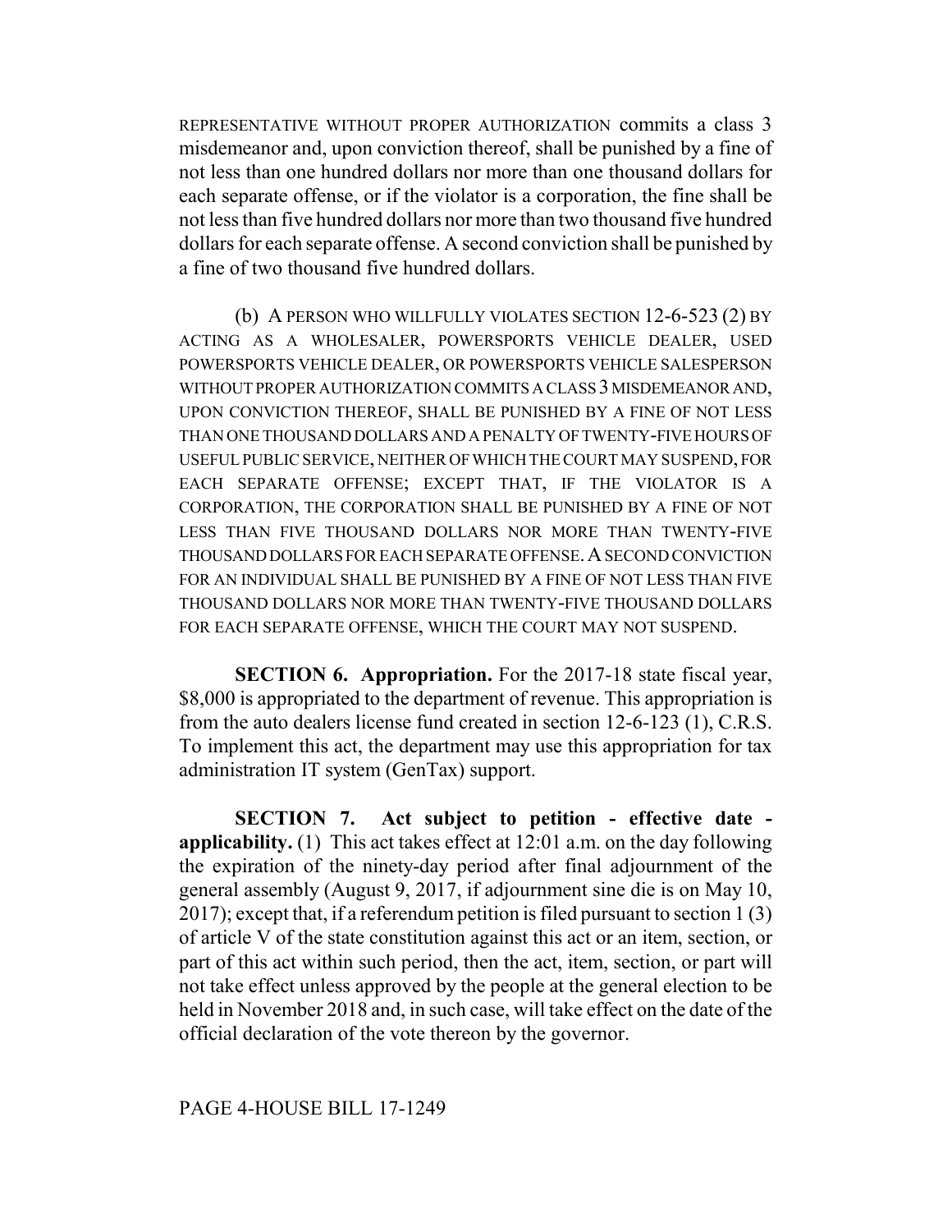REPRESENTATIVE WITHOUT PROPER AUTHORIZATION commits a class 3 misdemeanor and, upon conviction thereof, shall be punished by a fine of not less than one hundred dollars nor more than one thousand dollars for each separate offense, or if the violator is a corporation, the fine shall be not less than five hundred dollars nor more than two thousand five hundred dollars for each separate offense. A second conviction shall be punished by a fine of two thousand five hundred dollars.

(b) A PERSON WHO WILLFULLY VIOLATES SECTION 12-6-523 (2) BY ACTING AS A WHOLESALER, POWERSPORTS VEHICLE DEALER, USED POWERSPORTS VEHICLE DEALER, OR POWERSPORTS VEHICLE SALESPERSON WITHOUT PROPER AUTHORIZATION COMMITS A CLASS 3 MISDEMEANOR AND, UPON CONVICTION THEREOF, SHALL BE PUNISHED BY A FINE OF NOT LESS THAN ONE THOUSAND DOLLARS AND A PENALTY OF TWENTY-FIVE HOURS OF USEFUL PUBLIC SERVICE, NEITHER OF WHICH THE COURT MAY SUSPEND, FOR EACH SEPARATE OFFENSE; EXCEPT THAT, IF THE VIOLATOR IS A CORPORATION, THE CORPORATION SHALL BE PUNISHED BY A FINE OF NOT LESS THAN FIVE THOUSAND DOLLARS NOR MORE THAN TWENTY-FIVE THOUSAND DOLLARS FOR EACH SEPARATE OFFENSE. A SECOND CONVICTION FOR AN INDIVIDUAL SHALL BE PUNISHED BY A FINE OF NOT LESS THAN FIVE THOUSAND DOLLARS NOR MORE THAN TWENTY-FIVE THOUSAND DOLLARS FOR EACH SEPARATE OFFENSE, WHICH THE COURT MAY NOT SUSPEND.

**SECTION 6. Appropriation.** For the 2017-18 state fiscal year, $8,000 is appropriated to the department of revenue. This appropriation is from the auto dealers license fund created in section 12-6-123 (1), C.R.S. To implement this act, the department may use this appropriation for tax administration IT system (GenTax) support.

**SECTION 7. Act subject to petition - effective date - applicability.** (1) This act takes effect at 12:01 a.m. on the day following the expiration of the ninety-day period after final adjournment of the general assembly (August 9, 2017, if adjournment sine die is on May 10, 2017); except that, if a referendum petition is filed pursuant to section 1 (3) of article V of the state constitution against this act or an item, section, or part of this act within such period, then the act, item, section, or part will not take effect unless approved by the people at the general election to be held in November 2018 and, in such case, will take effect on the date of the official declaration of the vote thereon by the governor.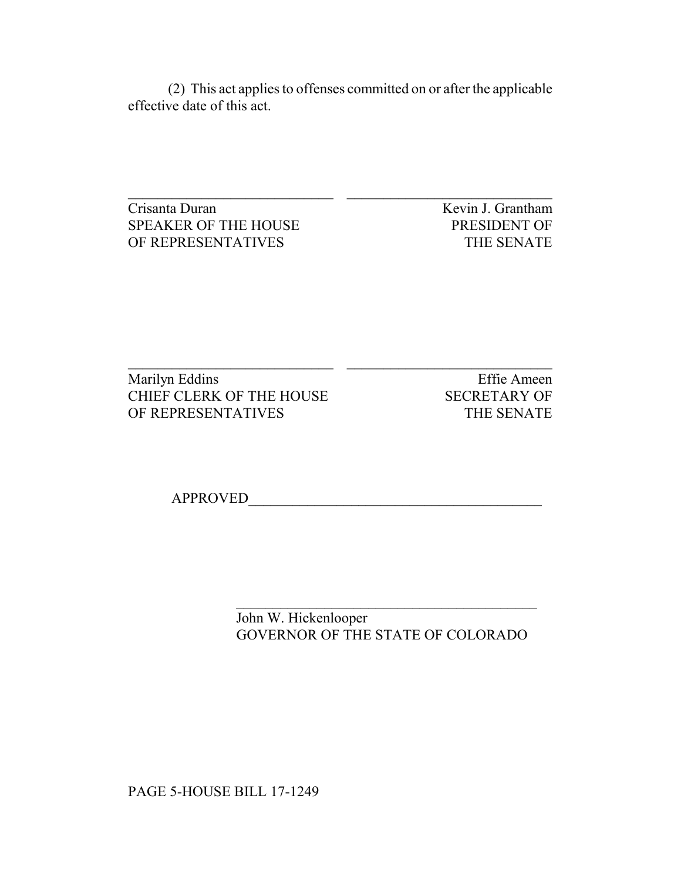(2) This act applies to offenses committed on or after the applicable effective date of this act.

| | |
|---|---|
| \_\_\_\_\_\_\_\_\_\_\_\_\_\_\_\_\_\_\_\_\_\_\_\_\_\_\_\_ | \_\_\_\_\_\_\_\_\_\_\_\_\_\_\_\_\_\_\_\_\_\_\_\_\_\_\_\_ |
| Crisanta Duran | Kevin J. Grantham |
| SPEAKER OF THE HOUSE OF REPRESENTATIVES | PRESIDENT OF THE SENATE |

| | |
|---|---|
| \_\_\_\_\_\_\_\_\_\_\_\_\_\_\_\_\_\_\_\_\_\_\_\_\_\_\_\_ | \_\_\_\_\_\_\_\_\_\_\_\_\_\_\_\_\_\_\_\_\_\_\_\_\_\_\_\_ |
| Marilyn Eddins | Effie Ameen |
| CHIEF CLERK OF THE HOUSE OF REPRESENTATIVES | SECRETARY OF THE SENATE |

APPROVED\_\_\_\_\_\_\_\_\_\_\_\_\_\_\_\_\_\_\_\_\_\_\_\_\_\_\_\_\_\_\_\_\_\_\_\_\_\_\_\_

\_\_\_\_\_\_\_\_\_\_\_\_\_\_\_\_\_\_\_\_\_\_\_\_\_\_\_\_\_\_\_\_\_\_\_\_\_\_\_\_

John W. Hickenlooper
GOVERNOR OF THE STATE OF COLORADO

PAGE 5-HOUSE BILL 17-1249